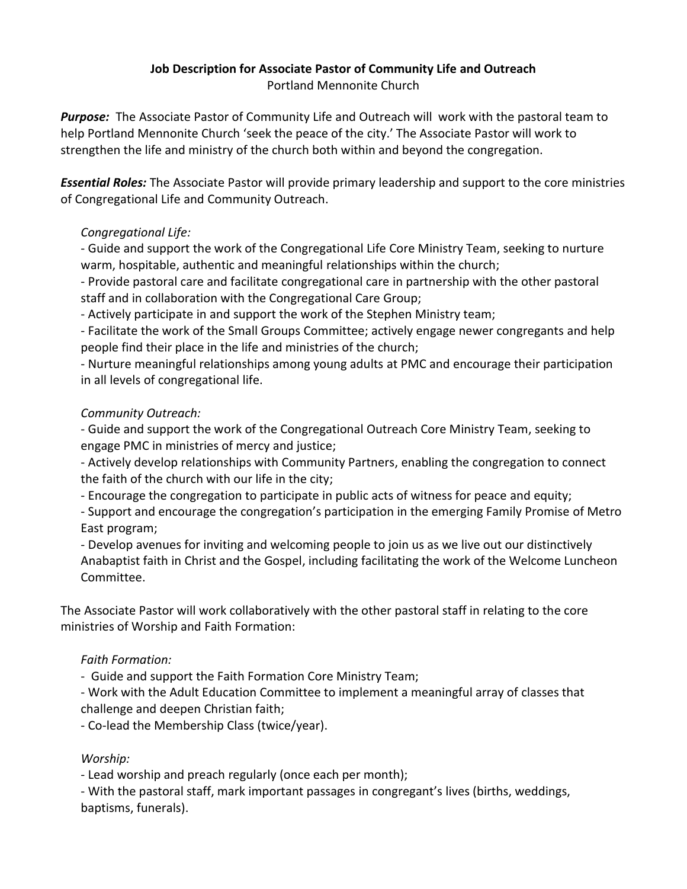**Job Description for Associate Pastor of Community Life and Outreach**

Portland Mennonite Church

***Purpose:*** The Associate Pastor of Community Life and Outreach will work with the pastoral team to help Portland Mennonite Church 'seek the peace of the city.' The Associate Pastor will work to strengthen the life and ministry of the church both within and beyond the congregation.

***Essential Roles:*** The Associate Pastor will provide primary leadership and support to the core ministries of Congregational Life and Community Outreach.

*Congregational Life:*

- Guide and support the work of the Congregational Life Core Ministry Team, seeking to nurture warm, hospitable, authentic and meaningful relationships within the church;
- Provide pastoral care and facilitate congregational care in partnership with the other pastoral staff and in collaboration with the Congregational Care Group;
- Actively participate in and support the work of the Stephen Ministry team;
- Facilitate the work of the Small Groups Committee; actively engage newer congregants and help people find their place in the life and ministries of the church;
- Nurture meaningful relationships among young adults at PMC and encourage their participation in all levels of congregational life.

*Community Outreach:*

- Guide and support the work of the Congregational Outreach Core Ministry Team, seeking to engage PMC in ministries of mercy and justice;
- Actively develop relationships with Community Partners, enabling the congregation to connect the faith of the church with our life in the city;
- Encourage the congregation to participate in public acts of witness for peace and equity;
- Support and encourage the congregation's participation in the emerging Family Promise of Metro East program;
- Develop avenues for inviting and welcoming people to join us as we live out our distinctively Anabaptist faith in Christ and the Gospel, including facilitating the work of the Welcome Luncheon Committee.

The Associate Pastor will work collaboratively with the other pastoral staff in relating to the core ministries of Worship and Faith Formation:

*Faith Formation:*

- Guide and support the Faith Formation Core Ministry Team;
- Work with the Adult Education Committee to implement a meaningful array of classes that challenge and deepen Christian faith;
- Co-lead the Membership Class (twice/year).

*Worship:*

- Lead worship and preach regularly (once each per month);
- With the pastoral staff, mark important passages in congregant's lives (births, weddings, baptisms, funerals).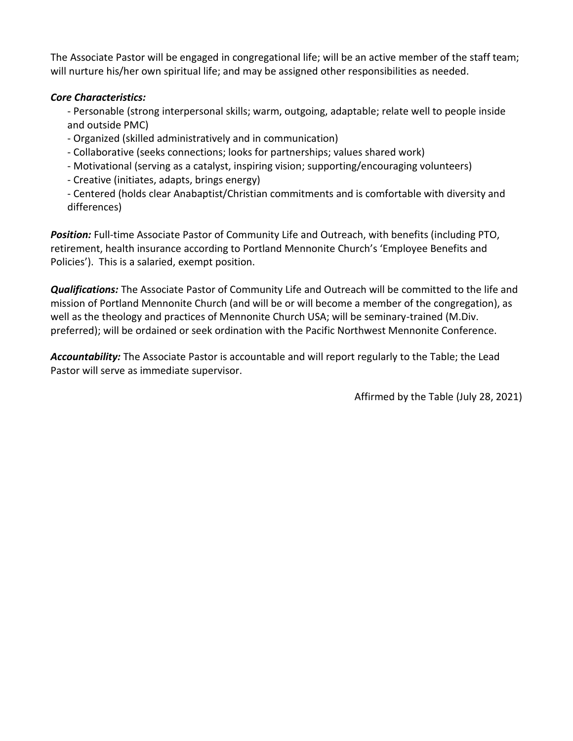The Associate Pastor will be engaged in congregational life; will be an active member of the staff team; will nurture his/her own spiritual life; and may be assigned other responsibilities as needed.

***Core Characteristics:***

- Personable (strong interpersonal skills; warm, outgoing, adaptable; relate well to people inside and outside PMC)
- Organized (skilled administratively and in communication)
- Collaborative (seeks connections; looks for partnerships; values shared work)
- Motivational (serving as a catalyst, inspiring vision; supporting/encouraging volunteers)
- Creative (initiates, adapts, brings energy)
- Centered (holds clear Anabaptist/Christian commitments and is comfortable with diversity and differences)

***Position:*** Full-time Associate Pastor of Community Life and Outreach, with benefits (including PTO, retirement, health insurance according to Portland Mennonite Church's 'Employee Benefits and Policies'). This is a salaried, exempt position.

***Qualifications:*** The Associate Pastor of Community Life and Outreach will be committed to the life and mission of Portland Mennonite Church (and will be or will become a member of the congregation), as well as the theology and practices of Mennonite Church USA; will be seminary-trained (M.Div. preferred); will be ordained or seek ordination with the Pacific Northwest Mennonite Conference.

***Accountability:*** The Associate Pastor is accountable and will report regularly to the Table; the Lead Pastor will serve as immediate supervisor.

Affirmed by the Table (July 28, 2021)